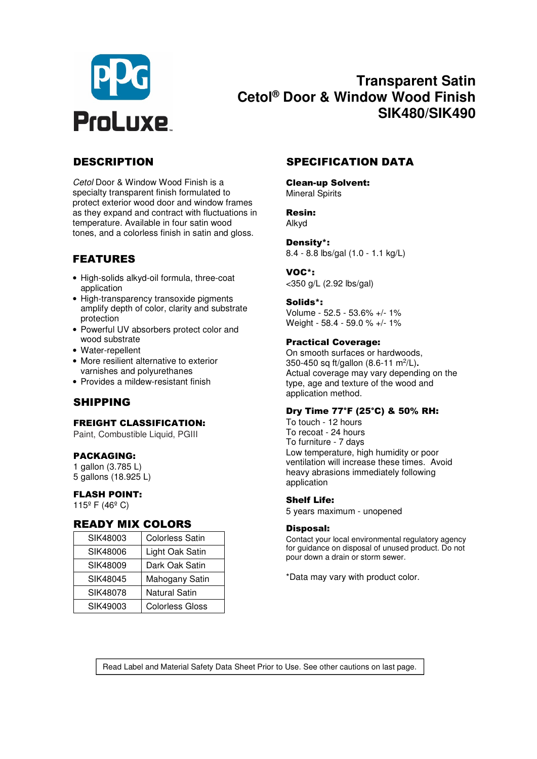PPG ProLuxe

# Transparent Satin Cetol® Door & Window Wood Finish SIK480/SIK490

## DESCRIPTION

*Cetol* Door & Window Wood Finish is a specialty transparent finish formulated to protect exterior wood door and window frames as they expand and contract with fluctuations in temperature. Available in four satin wood tones, and a colorless finish in satin and gloss.

## FEATURES

- High-solids alkyd-oil formula, three-coat application
- High-transparency transoxide pigments amplify depth of color, clarity and substrate protection
- Powerful UV absorbers protect color and wood substrate
- Water-repellent
- More resilient alternative to exterior varnishes and polyurethanes
- Provides a mildew-resistant finish

## SHIPPING

**FREIGHT CLASSIFICATION:**
Paint, Combustible Liquid, PGIII

**PACKAGING:**
1 gallon (3.785 L)
5 gallons (18.925 L)

**FLASH POINT:**
115º F (46º C)

## READY MIX COLORS

| SIK48003 | Colorless Satin |
|---|---|
| SIK48006 | Light Oak Satin |
| SIK48009 | Dark Oak Satin |
| SIK48045 | Mahogany Satin |
| SIK48078 | Natural Satin |
| SIK49003 | Colorless Gloss |

## SPECIFICATION DATA

**Clean-up Solvent:**
Mineral Spirits

**Resin:**
Alkyd

**Density*:**
8.4 - 8.8 lbs/gal (1.0 - 1.1 kg/L)

**VOC*:**
<350 g/L (2.92 lbs/gal)

**Solids*:**
Volume - 52.5 - 53.6% +/- 1%
Weight - 58.4 - 59.0 % +/- 1%

**Practical Coverage:**
On smooth surfaces or hardwoods, 350-450 sq ft/gallon (8.6-11 $m^2$/L).
Actual coverage may vary depending on the type, age and texture of the wood and application method.

**Dry Time 77°F (25°C) & 50% RH:**
To touch - 12 hours
To recoat - 24 hours
To furniture - 7 days
Low temperature, high humidity or poor ventilation will increase these times. Avoid heavy abrasions immediately following application

**Shelf Life:**
5 years maximum - unopened

**Disposal:**
Contact your local environmental regulatory agency for guidance on disposal of unused product. Do not pour down a drain or storm sewer.

*Data may vary with product color.

Read Label and Material Safety Data Sheet Prior to Use. See other cautions on last page.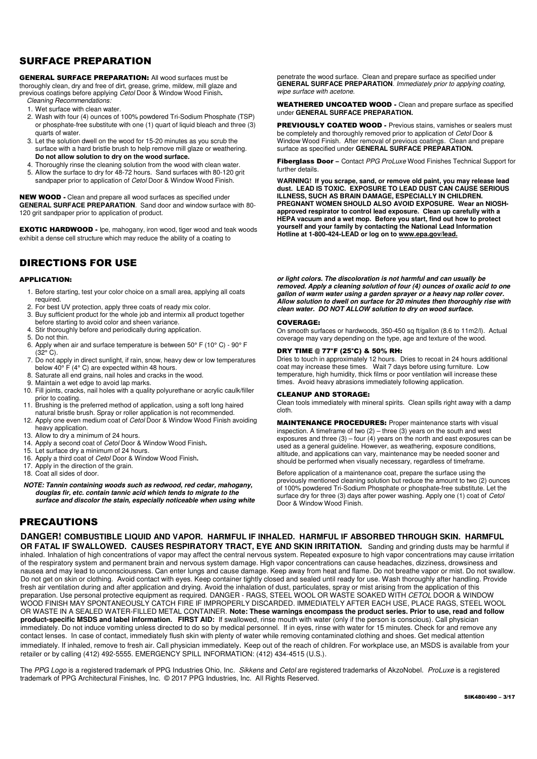## SURFACE PREPARATION

**GENERAL SURFACE PREPARATION:** All wood surfaces must be thoroughly clean, dry and free of dirt, grease, grime, mildew, mill glaze and previous coatings before applying *Cetol* Door & Window Wood Finish**.**

*Cleaning Recommendations:*

1. Wet surface with clean water.
2. Wash with four (4) ounces of 100% powdered Tri-Sodium Phosphate (TSP) or phosphate-free substitute with one (1) quart of liquid bleach and three (3) quarts of water.
3. Let the solution dwell on the wood for 15-20 minutes as you scrub the surface with a hard bristle brush to help remove mill glaze or weathering. **Do not allow solution to dry on the wood surface.**
4. Thoroughly rinse the cleaning solution from the wood with clean water.
5. Allow the surface to dry for 48-72 hours. Sand surfaces with 80-120 grit sandpaper prior to application of *Cetol* Door & Window Wood Finish.

**NEW WOOD -** Clean and prepare all wood surfaces as specified under **GENERAL SURFACE PREPARATION**. Sand door and window surface with 80-120 grit sandpaper prior to application of product.

**EXOTIC HARDWOOD -** Ipe, mahogany, iron wood, tiger wood and teak woods exhibit a dense cell structure which may reduce the ability of a coating to penetrate the wood surface. Clean and prepare surface as specified under **GENERAL SURFACE PREPARATION**. *Immediately prior to applying coating, wipe surface with acetone.*

**WEATHERED UNCOATED WOOD -** Clean and prepare surface as specified under **GENERAL SURFACE PREPARATION.**

**PREVIOUSLY COATED WOOD -** Previous stains, varnishes or sealers must be completely and thoroughly removed prior to application of *Cetol* Door & Window Wood Finish. After removal of previous coatings. Clean and prepare surface as specified under **GENERAL SURFACE PREPARATION.**

**Fiberglass Door –** Contact *PPG ProLuxe* Wood Finishes Technical Support for further details.

**WARNING! If you scrape, sand, or remove old paint, you may release lead dust. LEAD IS TOXIC. EXPOSURE TO LEAD DUST CAN CAUSE SERIOUS ILLNESS, SUCH AS BRAIN DAMAGE, ESPECIALLY IN CHILDREN. PREGNANT WOMEN SHOULD ALSO AVOID EXPOSURE. Wear an NIOSH-approved respirator to control lead exposure. Clean up carefully with a HEPA vacuum and a wet mop. Before you start, find out how to protect yourself and your family by contacting the National Lead Information Hotline at 1-800-424-LEAD or log on to www.epa.gov/lead.**

## DIRECTIONS FOR USE

### APPLICATION:

1. Before starting, test your color choice on a small area, applying all coats required.
2. For best UV protection, apply three coats of ready mix color.
3. Buy sufficient product for the whole job and intermix all product together before starting to avoid color and sheen variance.
4. Stir thoroughly before and periodically during application.
5. Do not thin.
6. Apply when air and surface temperature is between 50° F (10° C) - 90° F (32° C).
7. Do not apply in direct sunlight, if rain, snow, heavy dew or low temperatures below 40° F (4° C) are expected within 48 hours.
8. Saturate all end grains, nail holes and cracks in the wood.
9. Maintain a wet edge to avoid lap marks.
10. Fill joints, cracks, nail holes with a quality polyurethane or acrylic caulk/filler prior to coating.
11. Brushing is the preferred method of application, using a soft long haired natural bristle brush. Spray or roller application is not recommended.
12. Apply one even medium coat of *Cetol* Door & Window Wood Finish avoiding heavy application.
13. Allow to dry a minimum of 24 hours.
14. Apply a second coat of *Cetol* Door & Window Wood Finish**.**
15. Let surface dry a minimum of 24 hours.
16. Apply a third coat of *Cetol* Door & Window Wood Finish**.**
17. Apply in the direction of the grain.
18. Coat all sides of door.

***NOTE: Tannin containing woods such as redwood, red cedar, mahogany, douglas fir, etc. contain tannic acid which tends to migrate to the surface and discolor the stain, especially noticeable when using white or light colors. The discoloration is not harmful and can usually be removed. Apply a cleaning solution of four (4) ounces of oxalic acid to one gallon of warm water using a garden sprayer or a heavy nap roller cover. Allow solution to dwell on surface for 20 minutes then thoroughly rise with clean water. DO NOT ALLOW solution to dry on wood surface.***

### COVERAGE:

On smooth surfaces or hardwoods, 350-450 sq ft/gallon (8.6 to 11m2/l). Actual coverage may vary depending on the type, age and texture of the wood.

### DRY TIME @ 77°F (25°C) & 50% RH:

Dries to touch in approximately 12 hours. Dries to recoat in 24 hours additional coat may increase these times. Wait 7 days before using furniture. Low temperature, high humidity, thick films or poor ventilation will increase these times. Avoid heavy abrasions immediately following application.

### CLEANUP AND STORAGE:

Clean tools immediately with mineral spirits. Clean spills right away with a damp cloth.

**MAINTENANCE PROCEDURES:** Proper maintenance starts with visual inspection. A timeframe of two (2) – three (3) years on the south and west exposures and three (3) – four (4) years on the north and east exposures can be used as a general guideline. However, as weathering, exposure conditions, altitude, and applications can vary, maintenance may be needed sooner and should be performed when visually necessary, regardless of timeframe.

Before application of a maintenance coat, prepare the surface using the previously mentioned cleaning solution but reduce the amount to two (2) ounces of 100% powdered Tri-Sodium Phosphate or phosphate-free substitute. Let the surface dry for three (3) days after power washing. Apply one (1) coat of *Cetol* Door & Window Wood Finish.

## PRECAUTIONS

**DANGER! COMBUSTIBLE LIQUID AND VAPOR. HARMFUL IF INHALED. HARMFUL IF ABSORBED THROUGH SKIN. HARMFUL OR FATAL IF SWALLOWED. CAUSES RESPIRATORY TRACT, EYE AND SKIN IRRITATION.** Sanding and grinding dusts may be harmful if inhaled. Inhalation of high concentrations of vapor may affect the central nervous system. Repeated exposure to high vapor concentrations may cause irritation of the respiratory system and permanent brain and nervous system damage. High vapor concentrations can cause headaches, dizziness, drowsiness and nausea and may lead to unconsciousness. Can enter lungs and cause damage. Keep away from heat and flame. Do not breathe vapor or mist. Do not swallow. Do not get on skin or clothing. Avoid contact with eyes. Keep container tightly closed and sealed until ready for use. Wash thoroughly after handling. Provide fresh air ventilation during and after application and drying. Avoid the inhalation of dust, particulates, spray or mist arising from the application of this preparation. Use personal protective equipment as required. DANGER - RAGS, STEEL WOOL OR WASTE SOAKED WITH *CETOL* DOOR & WINDOW WOOD FINISH MAY SPONTANEOUSLY CATCH FIRE IF IMPROPERLY DISCARDED. IMMEDIATELY AFTER EACH USE, PLACE RAGS, STEEL WOOL OR WASTE IN A SEALED WATER-FILLED METAL CONTAINER. **Note: These warnings encompass the product series. Prior to use, read and follow product-specific MSDS and label information. FIRST AID:** If swallowed, rinse mouth with water (only if the person is conscious). Call physician immediately. Do not induce vomiting unless directed to do so by medical personnel. If in eyes, rinse with water for 15 minutes. Check for and remove any contact lenses. In case of contact, immediately flush skin with plenty of water while removing contaminated clothing and shoes. Get medical attention immediately. If inhaled, remove to fresh air. Call physician immediately**.** Keep out of the reach of children. For workplace use, an MSDS is available from your retailer or by calling (412) 492-5555. EMERGENCY SPILL INFORMATION: (412) 434-4515 (U.S.).

The *PPG Logo* is a registered trademark of PPG Industries Ohio, Inc. *Sikkens* and *Cetol* are registered trademarks of AkzoNobel. *ProLuxe* is a registered trademark of PPG Architectural Finishes, Inc. © 2017 PPG Industries, Inc. All Rights Reserved.

SIK480/490 – 3/17